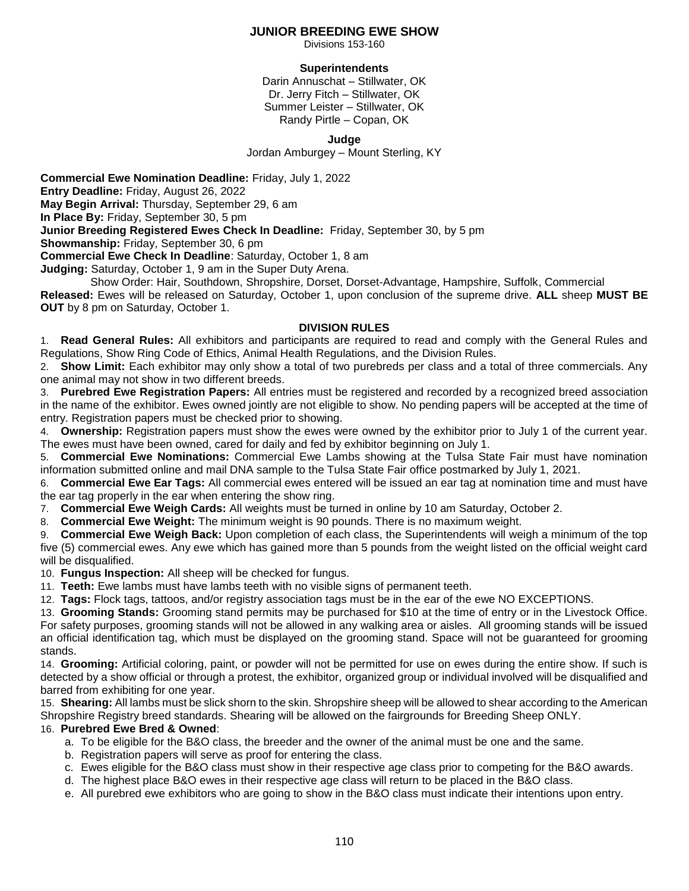# JUNIOR BREEDING EWE SHOW

Divisions 153-160

**Superintendents**

Darin Annuschat – Stillwater, OK
Dr. Jerry Fitch – Stillwater, OK
Summer Leister – Stillwater, OK
Randy Pirtle – Copan, OK

**Judge**

Jordan Amburgey – Mount Sterling, KY

**Commercial Ewe Nomination Deadline:** Friday, July 1, 2022
**Entry Deadline:** Friday, August 26, 2022
**May Begin Arrival:** Thursday, September 29, 6 am
**In Place By:** Friday, September 30, 5 pm
**Junior Breeding Registered Ewes Check In Deadline:** Friday, September 30, by 5 pm
**Showmanship:** Friday, September 30, 6 pm
**Commercial Ewe Check In Deadline**: Saturday, October 1, 8 am
**Judging:** Saturday, October 1, 9 am in the Super Duty Arena.
Show Order: Hair, Southdown, Shropshire, Dorset, Dorset-Advantage, Hampshire, Suffolk, Commercial
**Released:** Ewes will be released on Saturday, October 1, upon conclusion of the supreme drive. **ALL** sheep **MUST BE OUT** by 8 pm on Saturday, October 1.

## DIVISION RULES

1. **Read General Rules:** All exhibitors and participants are required to read and comply with the General Rules and Regulations, Show Ring Code of Ethics, Animal Health Regulations, and the Division Rules.
2. **Show Limit:** Each exhibitor may only show a total of two purebreds per class and a total of three commercials. Any one animal may not show in two different breeds.
3. **Purebred Ewe Registration Papers:** All entries must be registered and recorded by a recognized breed association in the name of the exhibitor. Ewes owned jointly are not eligible to show. No pending papers will be accepted at the time of entry. Registration papers must be checked prior to showing.
4. **Ownership:** Registration papers must show the ewes were owned by the exhibitor prior to July 1 of the current year. The ewes must have been owned, cared for daily and fed by exhibitor beginning on July 1.
5. **Commercial Ewe Nominations:** Commercial Ewe Lambs showing at the Tulsa State Fair must have nomination information submitted online and mail DNA sample to the Tulsa State Fair office postmarked by July 1, 2021.
6. **Commercial Ewe Ear Tags:** All commercial ewes entered will be issued an ear tag at nomination time and must have the ear tag properly in the ear when entering the show ring.
7. **Commercial Ewe Weigh Cards:** All weights must be turned in online by 10 am Saturday, October 2.
8. **Commercial Ewe Weight:** The minimum weight is 90 pounds. There is no maximum weight.
9. **Commercial Ewe Weigh Back:** Upon completion of each class, the Superintendents will weigh a minimum of the top five (5) commercial ewes. Any ewe which has gained more than 5 pounds from the weight listed on the official weight card will be disqualified.
10. **Fungus Inspection:** All sheep will be checked for fungus.
11. **Teeth:** Ewe lambs must have lambs teeth with no visible signs of permanent teeth.
12. **Tags:** Flock tags, tattoos, and/or registry association tags must be in the ear of the ewe NO EXCEPTIONS.
13. **Grooming Stands:** Grooming stand permits may be purchased for $10 at the time of entry or in the Livestock Office. For safety purposes, grooming stands will not be allowed in any walking area or aisles. All grooming stands will be issued an official identification tag, which must be displayed on the grooming stand. Space will not be guaranteed for grooming stands.
14. **Grooming:** Artificial coloring, paint, or powder will not be permitted for use on ewes during the entire show. If such is detected by a show official or through a protest, the exhibitor, organized group or individual involved will be disqualified and barred from exhibiting for one year.
15. **Shearing:** All lambs must be slick shorn to the skin. Shropshire sheep will be allowed to shear according to the American Shropshire Registry breed standards. Shearing will be allowed on the fairgrounds for Breeding Sheep ONLY.
16. **Purebred Ewe Bred & Owned**:
    a. To be eligible for the B&O class, the breeder and the owner of the animal must be one and the same.
    b. Registration papers will serve as proof for entering the class.
    c. Ewes eligible for the B&O class must show in their respective age class prior to competing for the B&O awards.
    d. The highest place B&O ewes in their respective age class will return to be placed in the B&O class.
    e. All purebred ewe exhibitors who are going to show in the B&O class must indicate their intentions upon entry.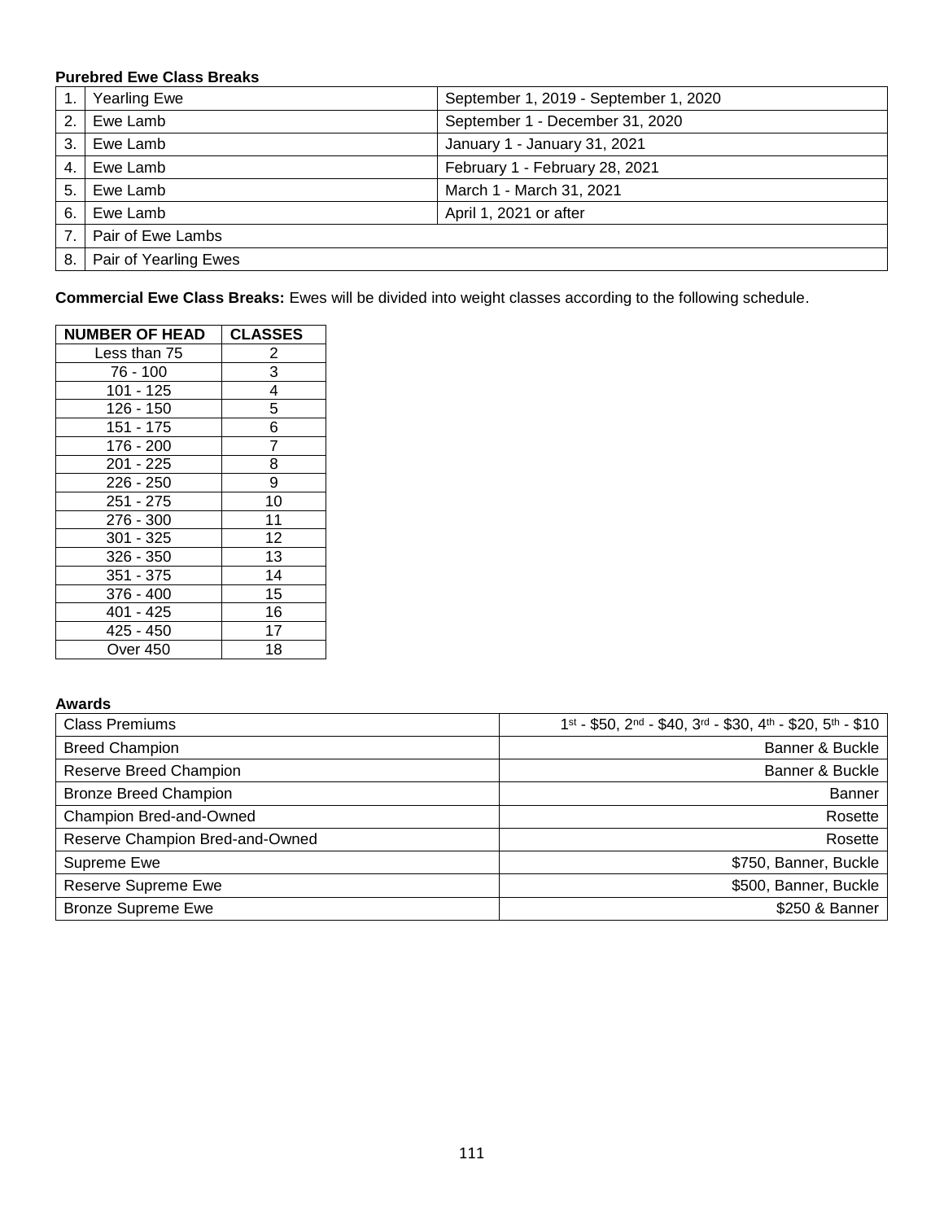**Purebred Ewe Class Breaks**

| | | |
|---|---|---|
| 1. | Yearling Ewe | September 1, 2019 - September 1, 2020 |
| 2. | Ewe Lamb | September 1 - December 31, 2020 |
| 3. | Ewe Lamb | January 1 - January 31, 2021 |
| 4. | Ewe Lamb | February 1 - February 28, 2021 |
| 5. | Ewe Lamb | March 1 - March 31, 2021 |
| 6. | Ewe Lamb | April 1, 2021 or after |
| 7. | Pair of Ewe Lambs | |
| 8. | Pair of Yearling Ewes | |

**Commercial Ewe Class Breaks:** Ewes will be divided into weight classes according to the following schedule.

| NUMBER OF HEAD | CLASSES |
|---|---|
| Less than 75 | 2 |
| 76 - 100 | 3 |
| 101 - 125 | 4 |
| 126 - 150 | 5 |
| 151 - 175 | 6 |
| 176 - 200 | 7 |
| 201 - 225 | 8 |
| 226 - 250 | 9 |
| 251 - 275 | 10 |
| 276 - 300 | 11 |
| 301 - 325 | 12 |
| 326 - 350 | 13 |
| 351 - 375 | 14 |
| 376 - 400 | 15 |
| 401 - 425 | 16 |
| 425 - 450 | 17 |
| Over 450 | 18 |

**Awards**

| | |
|---|---|
| Class Premiums | 1st - $50, 2nd - $40, 3rd - $30, 4th - $20, 5th - $10 |
| Breed Champion | Banner & Buckle |
| Reserve Breed Champion | Banner & Buckle |
| Bronze Breed Champion | Banner |
| Champion Bred-and-Owned | Rosette |
| Reserve Champion Bred-and-Owned | Rosette |
| Supreme Ewe | $750, Banner, Buckle |
| Reserve Supreme Ewe | $500, Banner, Buckle |
| Bronze Supreme Ewe | $250 & Banner |